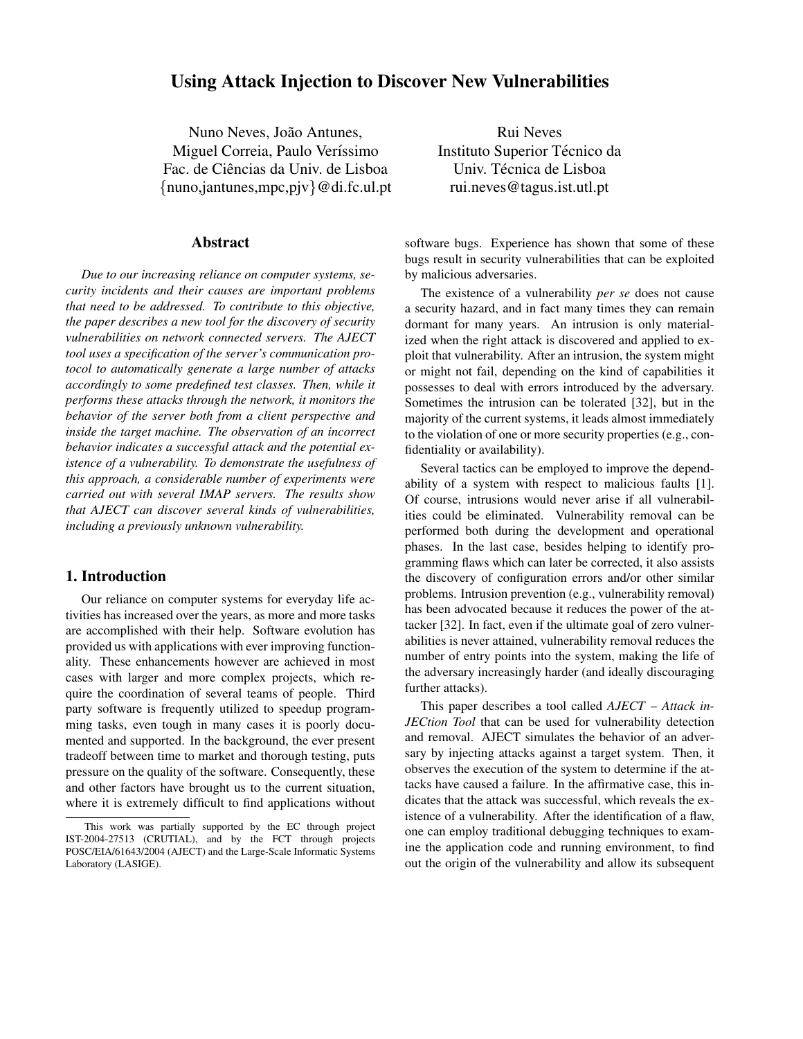# Using Attack Injection to Discover New Vulnerabilities

Nuno Neves, João Antunes,
Miguel Correia, Paulo Veríssimo
Fac. de Ciências da Univ. de Lisboa
{nuno,jantunes,mpc,pjv}@di.fc.ul.pt

Rui Neves
Instituto Superior Técnico da
Univ. Técnica de Lisboa
rui.neves@tagus.ist.utl.pt

## Abstract

*Due to our increasing reliance on computer systems, security incidents and their causes are important problems that need to be addressed. To contribute to this objective, the paper describes a new tool for the discovery of security vulnerabilities on network connected servers. The AJECT tool uses a specification of the server's communication protocol to automatically generate a large number of attacks accordingly to some predefined test classes. Then, while it performs these attacks through the network, it monitors the behavior of the server both from a client perspective and inside the target machine. The observation of an incorrect behavior indicates a successful attack and the potential existence of a vulnerability. To demonstrate the usefulness of this approach, a considerable number of experiments were carried out with several IMAP servers. The results show that AJECT can discover several kinds of vulnerabilities, including a previously unknown vulnerability.*

## 1. Introduction

Our reliance on computer systems for everyday life activities has increased over the years, as more and more tasks are accomplished with their help. Software evolution has provided us with applications with ever improving functionality. These enhancements however are achieved in most cases with larger and more complex projects, which require the coordination of several teams of people. Third party software is frequently utilized to speedup programming tasks, even tough in many cases it is poorly documented and supported. In the background, the ever present tradeoff between time to market and thorough testing, puts pressure on the quality of the software. Consequently, these and other factors have brought us to the current situation, where it is extremely difficult to find applications without software bugs. Experience has shown that some of these bugs result in security vulnerabilities that can be exploited by malicious adversaries.

The existence of a vulnerability *per se* does not cause a security hazard, and in fact many times they can remain dormant for many years. An intrusion is only materialized when the right attack is discovered and applied to exploit that vulnerability. After an intrusion, the system might or might not fail, depending on the kind of capabilities it possesses to deal with errors introduced by the adversary. Sometimes the intrusion can be tolerated [32], but in the majority of the current systems, it leads almost immediately to the violation of one or more security properties (e.g., confidentiality or availability).

Several tactics can be employed to improve the dependability of a system with respect to malicious faults [1]. Of course, intrusions would never arise if all vulnerabilities could be eliminated. Vulnerability removal can be performed both during the development and operational phases. In the last case, besides helping to identify programming flaws which can later be corrected, it also assists the discovery of configuration errors and/or other similar problems. Intrusion prevention (e.g., vulnerability removal) has been advocated because it reduces the power of the attacker [32]. In fact, even if the ultimate goal of zero vulnerabilities is never attained, vulnerability removal reduces the number of entry points into the system, making the life of the adversary increasingly harder (and ideally discouraging further attacks).

This paper describes a tool called *AJECT – Attack inJECtion Tool* that can be used for vulnerability detection and removal. AJECT simulates the behavior of an adversary by injecting attacks against a target system. Then, it observes the execution of the system to determine if the attacks have caused a failure. In the affirmative case, this indicates that the attack was successful, which reveals the existence of a vulnerability. After the identification of a flaw, one can employ traditional debugging techniques to examine the application code and running environment, to find out the origin of the vulnerability and allow its subsequent

This work was partially supported by the EC through project IST-2004-27513 (CRUTIAL), and by the FCT through projects POSC/EIA/61643/2004 (AJECT) and the Large-Scale Informatic Systems Laboratory (LASIGE).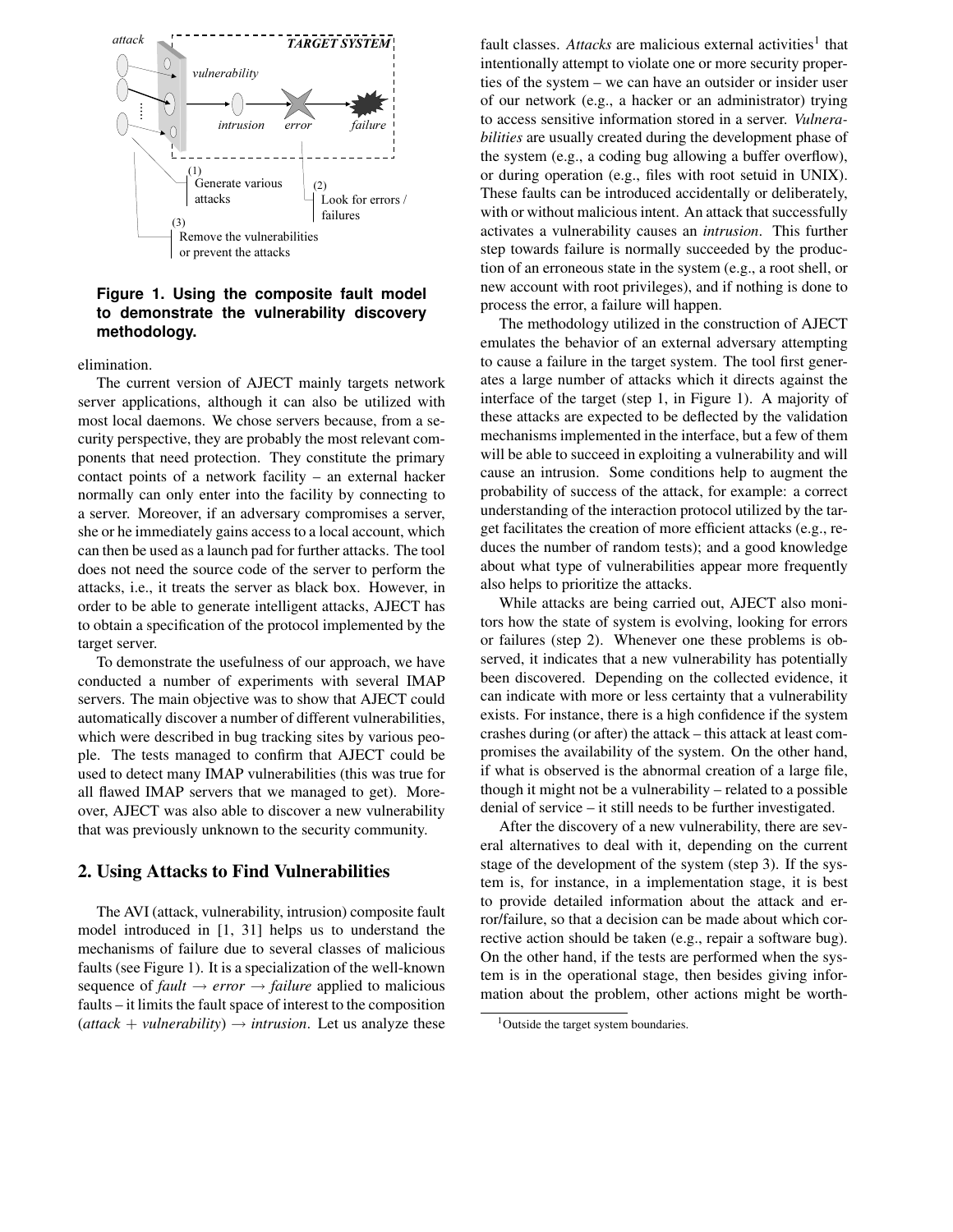**Figure 1. Using the composite fault model to demonstrate the vulnerability discovery methodology.**

elimination.

The current version of AJECT mainly targets network server applications, although it can also be utilized with most local daemons. We chose servers because, from a security perspective, they are probably the most relevant components that need protection. They constitute the primary contact points of a network facility – an external hacker normally can only enter into the facility by connecting to a server. Moreover, if an adversary compromises a server, she or he immediately gains access to a local account, which can then be used as a launch pad for further attacks. The tool does not need the source code of the server to perform the attacks, i.e., it treats the server as black box. However, in order to be able to generate intelligent attacks, AJECT has to obtain a specification of the protocol implemented by the target server.

To demonstrate the usefulness of our approach, we have conducted a number of experiments with several IMAP servers. The main objective was to show that AJECT could automatically discover a number of different vulnerabilities, which were described in bug tracking sites by various people. The tests managed to confirm that AJECT could be used to detect many IMAP vulnerabilities (this was true for all flawed IMAP servers that we managed to get). Moreover, AJECT was also able to discover a new vulnerability that was previously unknown to the security community.

## 2. Using Attacks to Find Vulnerabilities

The AVI (attack, vulnerability, intrusion) composite fault model introduced in [1, 31] helps us to understand the mechanisms of failure due to several classes of malicious faults (see Figure 1). It is a specialization of the well-known sequence of *fault* → *error* → *failure* applied to malicious faults – it limits the fault space of interest to the composition (*attack* + *vulnerability*) → *intrusion*. Let us analyze these fault classes. *Attacks* are malicious external activities[1] that intentionally attempt to violate one or more security properties of the system – we can have an outsider or insider user of our network (e.g., a hacker or an administrator) trying to access sensitive information stored in a server. *Vulnerabilities* are usually created during the development phase of the system (e.g., a coding bug allowing a buffer overflow), or during operation (e.g., files with root setuid in UNIX). These faults can be introduced accidentally or deliberately, with or without malicious intent. An attack that successfully activates a vulnerability causes an *intrusion*. This further step towards failure is normally succeeded by the production of an erroneous state in the system (e.g., a root shell, or new account with root privileges), and if nothing is done to process the error, a failure will happen.

The methodology utilized in the construction of AJECT emulates the behavior of an external adversary attempting to cause a failure in the target system. The tool first generates a large number of attacks which it directs against the interface of the target (step 1, in Figure 1). A majority of these attacks are expected to be deflected by the validation mechanisms implemented in the interface, but a few of them will be able to succeed in exploiting a vulnerability and will cause an intrusion. Some conditions help to augment the probability of success of the attack, for example: a correct understanding of the interaction protocol utilized by the target facilitates the creation of more efficient attacks (e.g., reduces the number of random tests); and a good knowledge about what type of vulnerabilities appear more frequently also helps to prioritize the attacks.

While attacks are being carried out, AJECT also monitors how the state of system is evolving, looking for errors or failures (step 2). Whenever one these problems is observed, it indicates that a new vulnerability has potentially been discovered. Depending on the collected evidence, it can indicate with more or less certainty that a vulnerability exists. For instance, there is a high confidence if the system crashes during (or after) the attack – this attack at least compromises the availability of the system. On the other hand, if what is observed is the abnormal creation of a large file, though it might not be a vulnerability – related to a possible denial of service – it still needs to be further investigated.

After the discovery of a new vulnerability, there are several alternatives to deal with it, depending on the current stage of the development of the system (step 3). If the system is, for instance, in a implementation stage, it is best to provide detailed information about the attack and error/failure, so that a decision can be made about which corrective action should be taken (e.g., repair a software bug). On the other hand, if the tests are performed when the system is in the operational stage, then besides giving information about the problem, other actions might be worth-

[1] Outside the target system boundaries.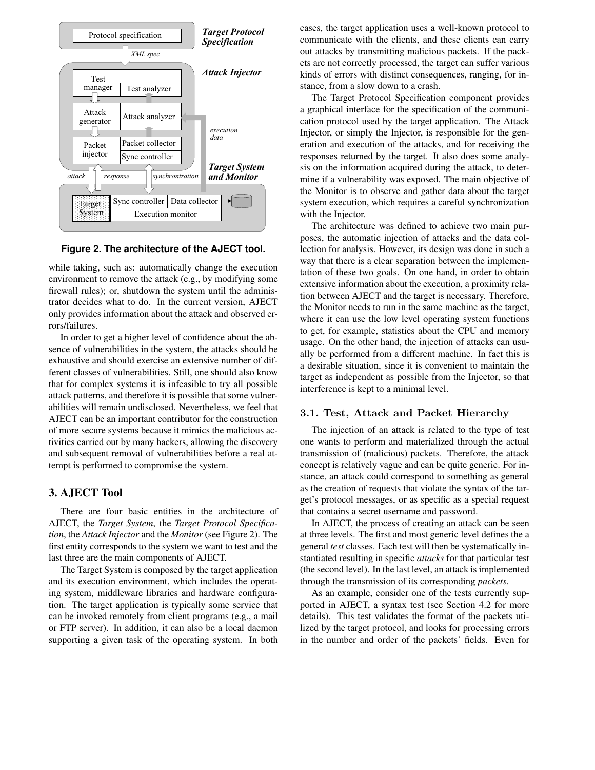**Figure 2. The architecture of the AJECT tool.**

while taking, such as: automatically change the execution environment to remove the attack (e.g., by modifying some firewall rules); or, shutdown the system until the administrator decides what to do. In the current version, AJECT only provides information about the attack and observed errors/failures.

In order to get a higher level of confidence about the absence of vulnerabilities in the system, the attacks should be exhaustive and should exercise an extensive number of different classes of vulnerabilities. Still, one should also know that for complex systems it is infeasible to try all possible attack patterns, and therefore it is possible that some vulnerabilities will remain undisclosed. Nevertheless, we feel that AJECT can be an important contributor for the construction of more secure systems because it mimics the malicious activities carried out by many hackers, allowing the discovery and subsequent removal of vulnerabilities before a real attempt is performed to compromise the system.

## 3. AJECT Tool

There are four basic entities in the architecture of AJECT, the *Target System*, the *Target Protocol Specification*, the *Attack Injector* and the *Monitor* (see Figure 2). The first entity corresponds to the system we want to test and the last three are the main components of AJECT.

The Target System is composed by the target application and its execution environment, which includes the operating system, middleware libraries and hardware configuration. The target application is typically some service that can be invoked remotely from client programs (e.g., a mail or FTP server). In addition, it can also be a local daemon supporting a given task of the operating system. In both cases, the target application uses a well-known protocol to communicate with the clients, and these clients can carry out attacks by transmitting malicious packets. If the packets are not correctly processed, the target can suffer various kinds of errors with distinct consequences, ranging, for instance, from a slow down to a crash.

The Target Protocol Specification component provides a graphical interface for the specification of the communication protocol used by the target application. The Attack Injector, or simply the Injector, is responsible for the generation and execution of the attacks, and for receiving the responses returned by the target. It also does some analysis on the information acquired during the attack, to determine if a vulnerability was exposed. The main objective of the Monitor is to observe and gather data about the target system execution, which requires a careful synchronization with the Injector.

The architecture was defined to achieve two main purposes, the automatic injection of attacks and the data collection for analysis. However, its design was done in such a way that there is a clear separation between the implementation of these two goals. On one hand, in order to obtain extensive information about the execution, a proximity relation between AJECT and the target is necessary. Therefore, the Monitor needs to run in the same machine as the target, where it can use the low level operating system functions to get, for example, statistics about the CPU and memory usage. On the other hand, the injection of attacks can usually be performed from a different machine. In fact this is a desirable situation, since it is convenient to maintain the target as independent as possible from the Injector, so that interference is kept to a minimal level.

### 3.1. Test, Attack and Packet Hierarchy

The injection of an attack is related to the type of test one wants to perform and materialized through the actual transmission of (malicious) packets. Therefore, the attack concept is relatively vague and can be quite generic. For instance, an attack could correspond to something as general as the creation of requests that violate the syntax of the target's protocol messages, or as specific as a special request that contains a secret username and password.

In AJECT, the process of creating an attack can be seen at three levels. The first and most generic level defines the a general *test* classes. Each test will then be systematically instantiated resulting in specific *attacks* for that particular test (the second level). In the last level, an attack is implemented through the transmission of its corresponding *packets*.

As an example, consider one of the tests currently supported in AJECT, a syntax test (see Section 4.2 for more details). This test validates the format of the packets utilized by the target protocol, and looks for processing errors in the number and order of the packets' fields. Even for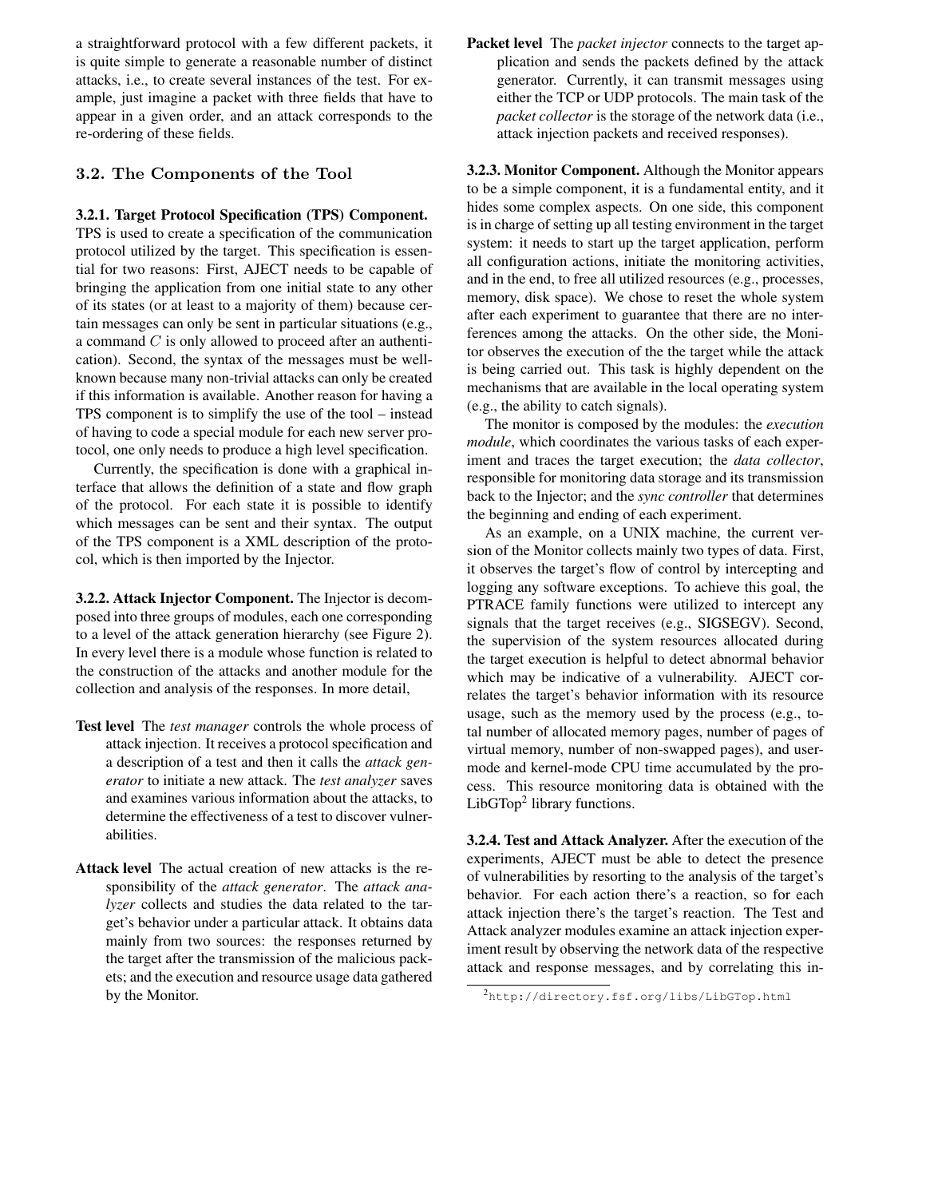a straightforward protocol with a few different packets, it is quite simple to generate a reasonable number of distinct attacks, i.e., to create several instances of the test. For example, just imagine a packet with three fields that have to appear in a given order, and an attack corresponds to the re-ordering of these fields.

## 3.2. The Components of the Tool

**3.2.1. Target Protocol Specification (TPS) Component.** TPS is used to create a specification of the communication protocol utilized by the target. This specification is essential for two reasons: First, AJECT needs to be capable of bringing the application from one initial state to any other of its states (or at least to a majority of them) because certain messages can only be sent in particular situations (e.g., a command $C$ is only allowed to proceed after an authentication). Second, the syntax of the messages must be well-known because many non-trivial attacks can only be created if this information is available. Another reason for having a TPS component is to simplify the use of the tool – instead of having to code a special module for each new server protocol, one only needs to produce a high level specification.

Currently, the specification is done with a graphical interface that allows the definition of a state and flow graph of the protocol. For each state it is possible to identify which messages can be sent and their syntax. The output of the TPS component is a XML description of the protocol, which is then imported by the Injector.

**3.2.2. Attack Injector Component.** The Injector is decomposed into three groups of modules, each one corresponding to a level of the attack generation hierarchy (see Figure 2). In every level there is a module whose function is related to the construction of the attacks and another module for the collection and analysis of the responses. In more detail,

**Test level** The *test manager* controls the whole process of attack injection. It receives a protocol specification and a description of a test and then it calls the *attack generator* to initiate a new attack. The *test analyzer* saves and examines various information about the attacks, to determine the effectiveness of a test to discover vulnerabilities.

**Attack level** The actual creation of new attacks is the responsibility of the *attack generator*. The *attack analyzer* collects and studies the data related to the target's behavior under a particular attack. It obtains data mainly from two sources: the responses returned by the target after the transmission of the malicious packets; and the execution and resource usage data gathered by the Monitor.

**Packet level** The *packet injector* connects to the target application and sends the packets defined by the attack generator. Currently, it can transmit messages using either the TCP or UDP protocols. The main task of the *packet collector* is the storage of the network data (i.e., attack injection packets and received responses).

**3.2.3. Monitor Component.** Although the Monitor appears to be a simple component, it is a fundamental entity, and it hides some complex aspects. On one side, this component is in charge of setting up all testing environment in the target system: it needs to start up the target application, perform all configuration actions, initiate the monitoring activities, and in the end, to free all utilized resources (e.g., processes, memory, disk space). We chose to reset the whole system after each experiment to guarantee that there are no interferences among the attacks. On the other side, the Monitor observes the execution of the the target while the attack is being carried out. This task is highly dependent on the mechanisms that are available in the local operating system (e.g., the ability to catch signals).

The monitor is composed by the modules: the *execution module*, which coordinates the various tasks of each experiment and traces the target execution; the *data collector*, responsible for monitoring data storage and its transmission back to the Injector; and the *sync controller* that determines the beginning and ending of each experiment.

As an example, on a UNIX machine, the current version of the Monitor collects mainly two types of data. First, it observes the target's flow of control by intercepting and logging any software exceptions. To achieve this goal, the PTRACE family functions were utilized to intercept any signals that the target receives (e.g., SIGSEGV). Second, the supervision of the system resources allocated during the target execution is helpful to detect abnormal behavior which may be indicative of a vulnerability. AJECT correlates the target's behavior information with its resource usage, such as the memory used by the process (e.g., total number of allocated memory pages, number of pages of virtual memory, number of non-swapped pages), and user-mode and kernel-mode CPU time accumulated by the process. This resource monitoring data is obtained with the LibGTop[2] library functions.

**3.2.4. Test and Attack Analyzer.** After the execution of the experiments, AJECT must be able to detect the presence of vulnerabilities by resorting to the analysis of the target's behavior. For each action there's a reaction, so for each attack injection there's the target's reaction. The Test and Attack analyzer modules examine an attack injection experiment result by observing the network data of the respective attack and response messages, and by correlating this in-

[2] http://directory.fsf.org/libs/LibGTop.html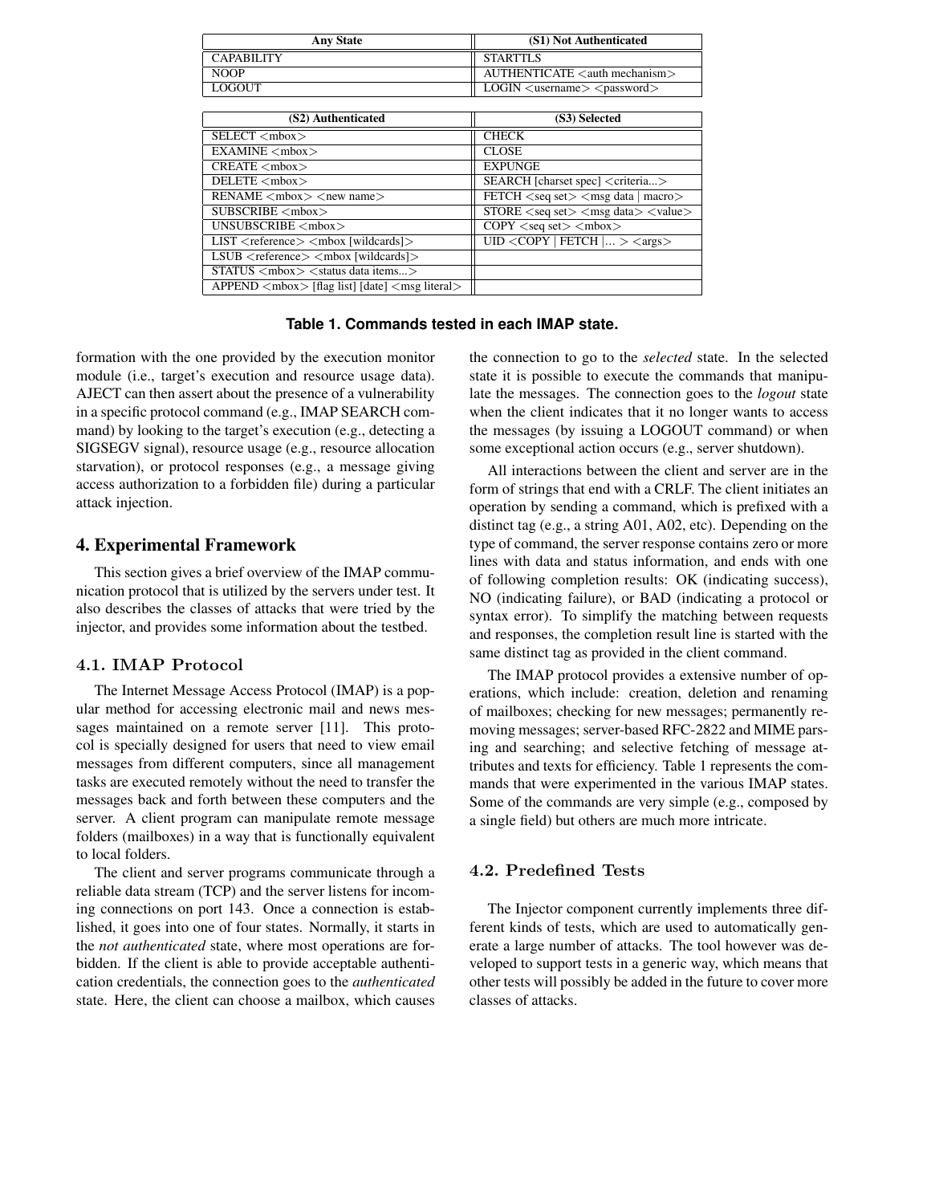| Any State | (S1) Not Authenticated |
| --- | --- |
| CAPABILITY | STARTTLS |
| NOOP | AUTHENTICATE <auth mechanism> |
| LOGOUT | LOGIN <username> <password> |

| (S2) Authenticated | (S3) Selected |
| --- | --- |
| SELECT <mbox> | CHECK |
| EXAMINE <mbox> | CLOSE |
| CREATE <mbox> | EXPUNGE |
| DELETE <mbox> | SEARCH [charset spec] <criteria...> |
| RENAME <mbox> <new name> | FETCH <seq set> <msg data \| macro> |
| SUBSCRIBE <mbox> | STORE <seq set> <msg data> <value> |
| UNSUBSCRIBE <mbox> | COPY <seq set> <mbox> |
| LIST <reference> <mbox [wildcards]> | UID <COPY \| FETCH \|... > <args> |
| LSUB <reference> <mbox [wildcards]> | |
| STATUS <mbox> <status data items...> | |
| APPEND <mbox> [flag list] [date] <msg literal> | |

**Table 1. Commands tested in each IMAP state.**

formation with the one provided by the execution monitor module (i.e., target's execution and resource usage data). AJECT can then assert about the presence of a vulnerability in a specific protocol command (e.g., IMAP SEARCH command) by looking to the target's execution (e.g., detecting a SIGSEGV signal), resource usage (e.g., resource allocation starvation), or protocol responses (e.g., a message giving access authorization to a forbidden file) during a particular attack injection.

## 4. Experimental Framework

This section gives a brief overview of the IMAP communication protocol that is utilized by the servers under test. It also describes the classes of attacks that were tried by the injector, and provides some information about the testbed.

### 4.1. IMAP Protocol

The Internet Message Access Protocol (IMAP) is a popular method for accessing electronic mail and news messages maintained on a remote server [11]. This protocol is specially designed for users that need to view email messages from different computers, since all management tasks are executed remotely without the need to transfer the messages back and forth between these computers and the server. A client program can manipulate remote message folders (mailboxes) in a way that is functionally equivalent to local folders.

The client and server programs communicate through a reliable data stream (TCP) and the server listens for incoming connections on port 143. Once a connection is established, it goes into one of four states. Normally, it starts in the *not authenticated* state, where most operations are forbidden. If the client is able to provide acceptable authentication credentials, the connection goes to the *authenticated* state. Here, the client can choose a mailbox, which causes the connection to go to the *selected* state. In the selected state it is possible to execute the commands that manipulate the messages. The connection goes to the *logout* state when the client indicates that it no longer wants to access the messages (by issuing a LOGOUT command) or when some exceptional action occurs (e.g., server shutdown).

All interactions between the client and server are in the form of strings that end with a CRLF. The client initiates an operation by sending a command, which is prefixed with a distinct tag (e.g., a string A01, A02, etc). Depending on the type of command, the server response contains zero or more lines with data and status information, and ends with one of following completion results: OK (indicating success), NO (indicating failure), or BAD (indicating a protocol or syntax error). To simplify the matching between requests and responses, the completion result line is started with the same distinct tag as provided in the client command.

The IMAP protocol provides a extensive number of operations, which include: creation, deletion and renaming of mailboxes; checking for new messages; permanently removing messages; server-based RFC-2822 and MIME parsing and searching; and selective fetching of message attributes and texts for efficiency. Table 1 represents the commands that were experimented in the various IMAP states. Some of the commands are very simple (e.g., composed by a single field) but others are much more intricate.

### 4.2. Predefined Tests

The Injector component currently implements three different kinds of tests, which are used to automatically generate a large number of attacks. The tool however was developed to support tests in a generic way, which means that other tests will possibly be added in the future to cover more classes of attacks.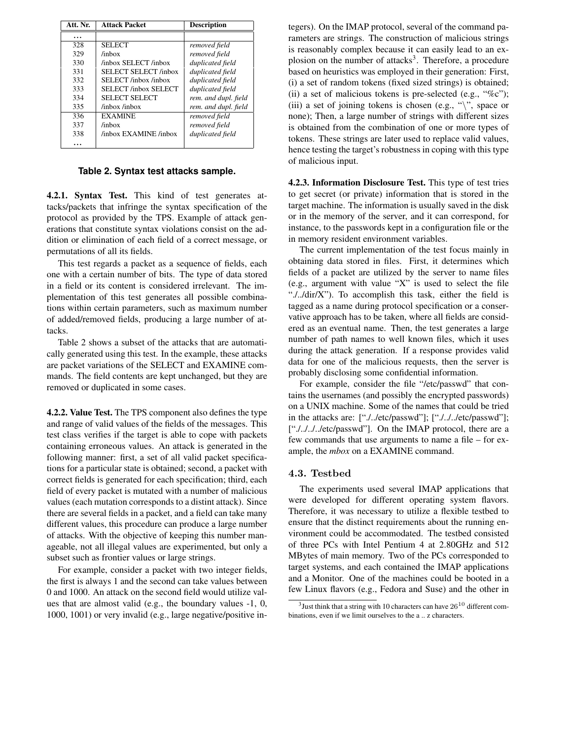| Att. Nr. | Attack Packet | Description |
|---|---|---|
| ... | | |
| 328 | SELECT | *removed field* |
| 329 | /inbox | *removed field* |
| 330 | /inbox SELECT /inbox | *duplicated field* |
| 331 | SELECT SELECT /inbox | *duplicated field* |
| 332 | SELECT /inbox /inbox | *duplicated field* |
| 333 | SELECT /inbox SELECT | *duplicated field* |
| 334 | SELECT SELECT | *rem. and dupl. field* |
| 335 | /inbox /inbox | *rem. and dupl. field* |
| 336 | EXAMINE | *removed field* |
| 337 | /inbox | *removed field* |
| 338 | /inbox EXAMINE /inbox | *duplicated field* |
| ... | | |

**Table 2. Syntax test attacks sample.**

**4.2.1. Syntax Test.** This kind of test generates attacks/packets that infringe the syntax specification of the protocol as provided by the TPS. Example of attack generations that constitute syntax violations consist on the addition or elimination of each field of a correct message, or permutations of all its fields.

This test regards a packet as a sequence of fields, each one with a certain number of bits. The type of data stored in a field or its content is considered irrelevant. The implementation of this test generates all possible combinations within certain parameters, such as maximum number of added/removed fields, producing a large number of attacks.

Table 2 shows a subset of the attacks that are automatically generated using this test. In the example, these attacks are packet variations of the SELECT and EXAMINE commands. The field contents are kept unchanged, but they are removed or duplicated in some cases.

**4.2.2. Value Test.** The TPS component also defines the type and range of valid values of the fields of the messages. This test class verifies if the target is able to cope with packets containing erroneous values. An attack is generated in the following manner: first, a set of all valid packet specifications for a particular state is obtained; second, a packet with correct fields is generated for each specification; third, each field of every packet is mutated with a number of malicious values (each mutation corresponds to a distint attack). Since there are several fields in a packet, and a field can take many different values, this procedure can produce a large number of attacks. With the objective of keeping this number manageable, not all illegal values are experimented, but only a subset such as frontier values or large strings.

For example, consider a packet with two integer fields, the first is always 1 and the second can take values between 0 and 1000. An attack on the second field would utilize values that are almost valid (e.g., the boundary values -1, 0, 1000, 1001) or very invalid (e.g., large negative/positive integers). On the IMAP protocol, several of the command parameters are strings. The construction of malicious strings is reasonably complex because it can easily lead to an explosion on the number of attacks[3]. Therefore, a procedure based on heuristics was employed in their generation: First, (i) a set of random tokens (fixed sized strings) is obtained; (ii) a set of malicious tokens is pre-selected (e.g., "%c"); (iii) a set of joining tokens is chosen (e.g., "\", space or none); Then, a large number of strings with different sizes is obtained from the combination of one or more types of tokens. These strings are later used to replace valid values, hence testing the target's robustness in coping with this type of malicious input.

**4.2.3. Information Disclosure Test.** This type of test tries to get secret (or private) information that is stored in the target machine. The information is usually saved in the disk or in the memory of the server, and it can correspond, for instance, to the passwords kept in a configuration file or the in memory resident environment variables.

The current implementation of the test focus mainly in obtaining data stored in files. First, it determines which fields of a packet are utilized by the server to name files (e.g., argument with value "X" is used to select the file "./../dir/X"). To accomplish this task, either the field is tagged as a name during protocol specification or a conservative approach has to be taken, where all fields are considered as an eventual name. Then, the test generates a large number of path names to well known files, which it uses during the attack generation. If a response provides valid data for one of the malicious requests, then the server is probably disclosing some confidential information.

For example, consider the file "/etc/passwd" that contains the usernames (and possibly the encrypted passwords) on a UNIX machine. Some of the names that could be tried in the attacks are: ["./../etc/passwd"]; ["./../../etc/passwd"]; ["./../../../etc/passwd"]. On the IMAP protocol, there are a few commands that use arguments to name a file – for example, the *mbox* on a EXAMINE command.

## 4.3. Testbed

The experiments used several IMAP applications that were developed for different operating system flavors. Therefore, it was necessary to utilize a flexible testbed to ensure that the distinct requirements about the running environment could be accommodated. The testbed consisted of three PCs with Intel Pentium 4 at 2.80GHz and 512 MBytes of main memory. Two of the PCs corresponded to target systems, and each contained the IMAP applications and a Monitor. One of the machines could be booted in a few Linux flavors (e.g., Fedora and Suse) and the other in

[3] Just think that a string with 10 characters can have $26^{10}$ different combinations, even if we limit ourselves to the a .. z characters.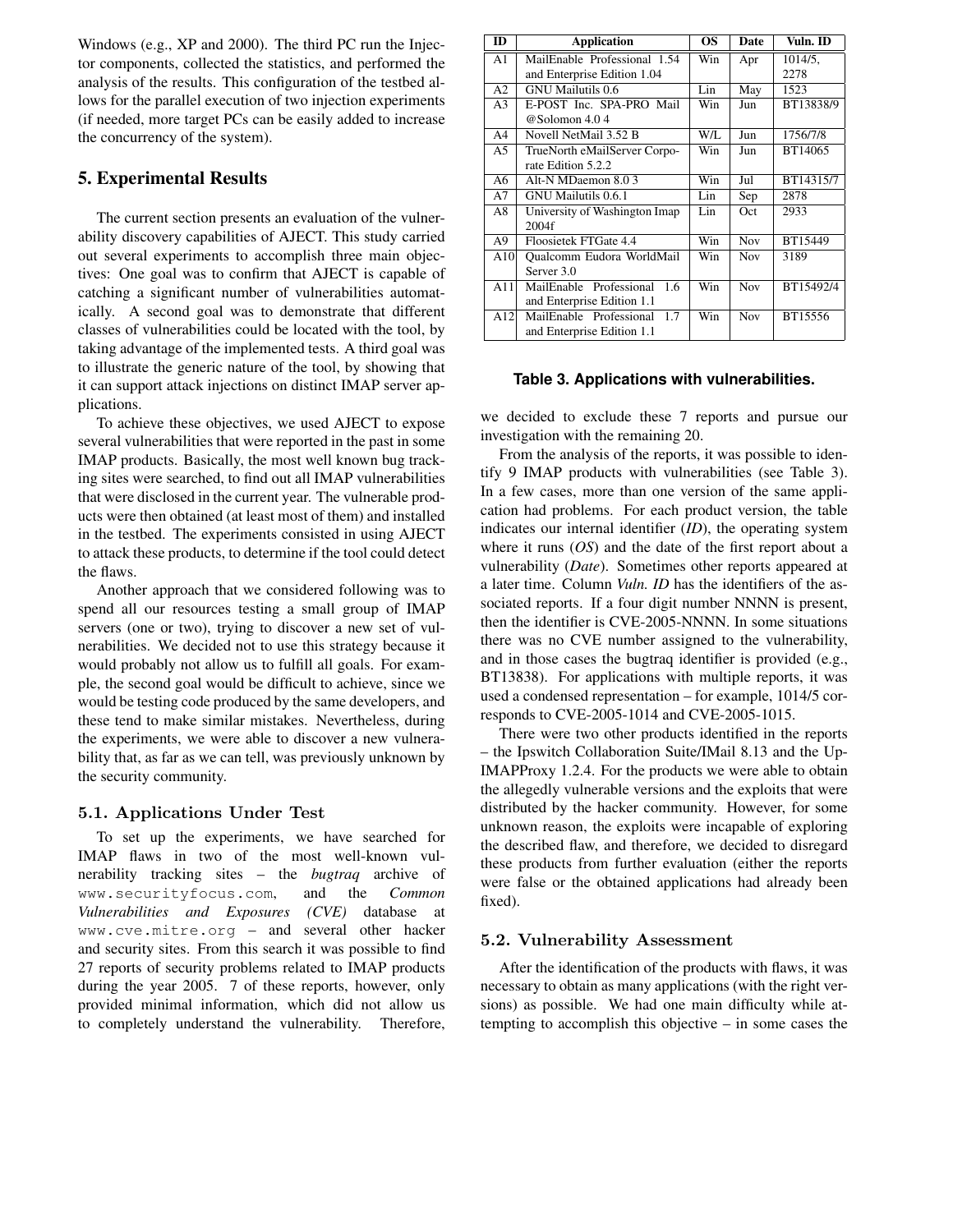Windows (e.g., XP and 2000). The third PC run the Injector components, collected the statistics, and performed the analysis of the results. This configuration of the testbed allows for the parallel execution of two injection experiments (if needed, more target PCs can be easily added to increase the concurrency of the system).

## 5. Experimental Results

The current section presents an evaluation of the vulnerability discovery capabilities of AJECT. This study carried out several experiments to accomplish three main objectives: One goal was to confirm that AJECT is capable of catching a significant number of vulnerabilities automatically. A second goal was to demonstrate that different classes of vulnerabilities could be located with the tool, by taking advantage of the implemented tests. A third goal was to illustrate the generic nature of the tool, by showing that it can support attack injections on distinct IMAP server applications.

To achieve these objectives, we used AJECT to expose several vulnerabilities that were reported in the past in some IMAP products. Basically, the most well known bug tracking sites were searched, to find out all IMAP vulnerabilities that were disclosed in the current year. The vulnerable products were then obtained (at least most of them) and installed in the testbed. The experiments consisted in using AJECT to attack these products, to determine if the tool could detect the flaws.

Another approach that we considered following was to spend all our resources testing a small group of IMAP servers (one or two), trying to discover a new set of vulnerabilities. We decided not to use this strategy because it would probably not allow us to fulfill all goals. For example, the second goal would be difficult to achieve, since we would be testing code produced by the same developers, and these tend to make similar mistakes. Nevertheless, during the experiments, we were able to discover a new vulnerability that, as far as we can tell, was previously unknown by the security community.

### 5.1. Applications Under Test

To set up the experiments, we have searched for IMAP flaws in two of the most well-known vulnerability tracking sites – the *bugtraq* archive of www.securityfocus.com, and the *Common Vulnerabilities and Exposures (CVE)* database at www.cve.mitre.org – and several other hacker and security sites. From this search it was possible to find 27 reports of security problems related to IMAP products during the year 2005. 7 of these reports, however, only provided minimal information, which did not allow us to completely understand the vulnerability. Therefore, we decided to exclude these 7 reports and pursue our investigation with the remaining 20.

| ID | Application | OS | Date | Vuln. ID |
|---|---|---|---|---|
| A1 | MailEnable Professional 1.54 and Enterprise Edition 1.04 | Win | Apr | 1014/5, 2278 |
| A2 | GNU Mailutils 0.6 | Lin | May | 1523 |
| A3 | E-POST Inc. SPA-PRO Mail @Solomon 4.0 4 | Win | Jun | BT13838/9 |
| A4 | Novell NetMail 3.52 B | W/L | Jun | 1756/7/8 |
| A5 | TrueNorth eMailServer Corporate Edition 5.2.2 | Win | Jun | BT14065 |
| A6 | Alt-N MDaemon 8.0 3 | Win | Jul | BT14315/7 |
| A7 | GNU Mailutils 0.6.1 | Lin | Sep | 2878 |
| A8 | University of Washington Imap 2004f | Lin | Oct | 2933 |
| A9 | Floosietek FTGate 4.4 | Win | Nov | BT15449 |
| A10 | Qualcomm Eudora WorldMail Server 3.0 | Win | Nov | 3189 |
| A11 | MailEnable Professional 1.6 and Enterprise Edition 1.1 | Win | Nov | BT15492/4 |
| A12 | MailEnable Professional 1.7 and Enterprise Edition 1.1 | Win | Nov | BT15556 |

**Table 3. Applications with vulnerabilities.**

From the analysis of the reports, it was possible to identify 9 IMAP products with vulnerabilities (see Table 3). In a few cases, more than one version of the same application had problems. For each product version, the table indicates our internal identifier (*ID*), the operating system where it runs (*OS*) and the date of the first report about a vulnerability (*Date*). Sometimes other reports appeared at a later time. Column *Vuln. ID* has the identifiers of the associated reports. If a four digit number NNNN is present, then the identifier is CVE-2005-NNNN. In some situations there was no CVE number assigned to the vulnerability, and in those cases the bugtraq identifier is provided (e.g., BT13838). For applications with multiple reports, it was used a condensed representation – for example, 1014/5 corresponds to CVE-2005-1014 and CVE-2005-1015.

There were two other products identified in the reports – the Ipswitch Collaboration Suite/IMail 8.13 and the Up-IMAPProxy 1.2.4. For the products we were able to obtain the allegedly vulnerable versions and the exploits that were distributed by the hacker community. However, for some unknown reason, the exploits were incapable of exploring the described flaw, and therefore, we decided to disregard these products from further evaluation (either the reports were false or the obtained applications had already been fixed).

### 5.2. Vulnerability Assessment

After the identification of the products with flaws, it was necessary to obtain as many applications (with the right versions) as possible. We had one main difficulty while attempting to accomplish this objective – in some cases the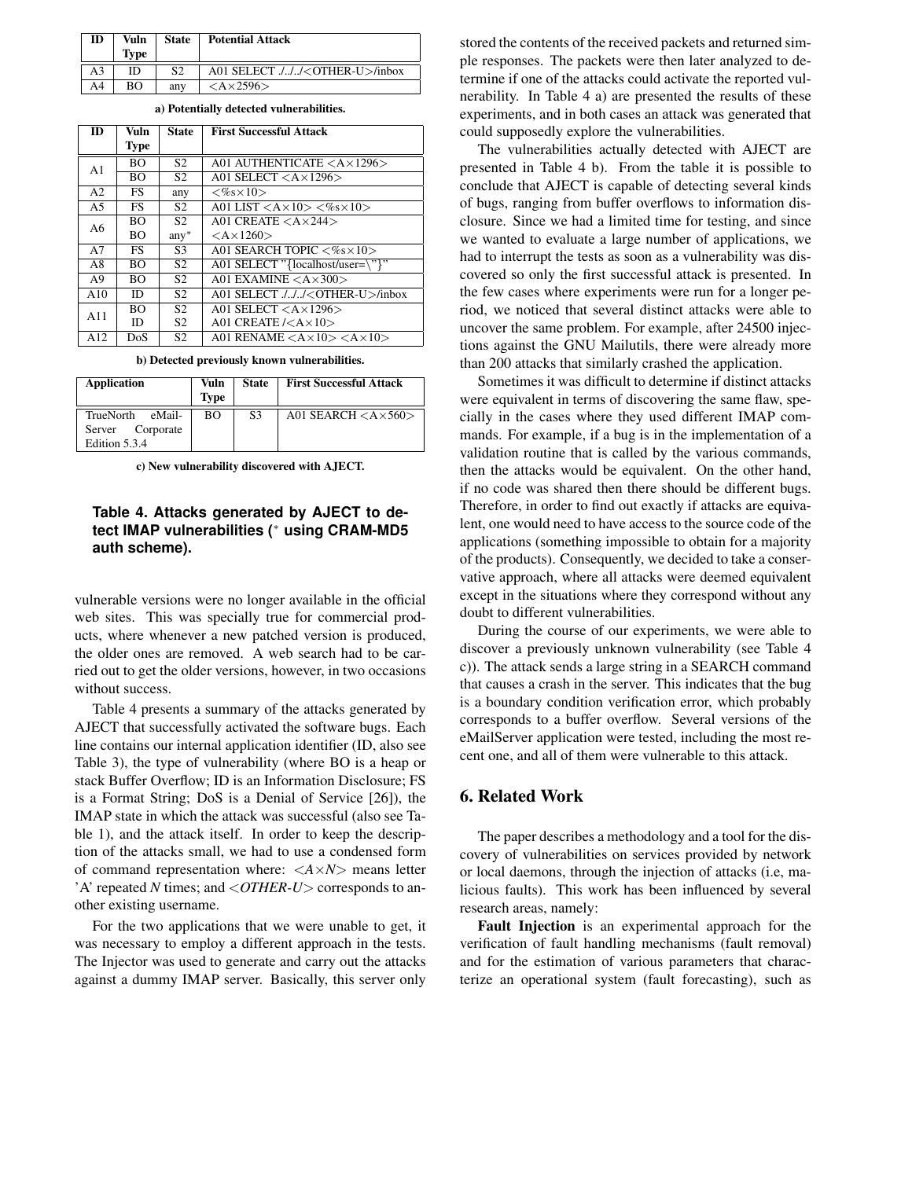| ID | Vuln Type | State | Potential Attack |
| --- | --- | --- | --- |
| A3 | ID | S2 | A01 SELECT ./../../<OTHER-U>/inbox |
| A4 | BO | any | <A×2596> |

**a) Potentially detected vulnerabilities.**

| ID | Vuln Type | State | First Successful Attack |
| --- | --- | --- | --- |
| A1 | BO | S2 | A01 AUTHENTICATE <A×1296> |
| | BO | S2 | A01 SELECT <A×1296> |
| A2 | FS | any | <%s×10> |
| A5 | FS | S2 | A01 LIST <A×10> <%s×10> |
| A6 | BO | S2 | A01 CREATE <A×244> |
| | BO | any* | <A×1260> |
| A7 | FS | S3 | A01 SEARCH TOPIC <%s×10> |
| A8 | BO | S2 | A01 SELECT "{localhost/user=\"}" |
| A9 | BO | S2 | A01 EXAMINE <A×300> |
| A10 | ID | S2 | A01 SELECT ./../../<OTHER-U>/inbox |
| A11 | BO | S2 | A01 SELECT <A×1296> |
| | ID | S2 | A01 CREATE /<A×10> |
| A12 | DoS | S2 | A01 RENAME <A×10> <A×10> |

**b) Detected previously known vulnerabilities.**

| Application | Vuln Type | State | First Successful Attack |
| --- | --- | --- | --- |
| TrueNorth eMail-Server Corporate Edition 5.3.4 | BO | S3 | A01 SEARCH <A×560> |

**c) New vulnerability discovered with AJECT.**

**Table 4. Attacks generated by AJECT to detect IMAP vulnerabilities (* using CRAM-MD5 auth scheme).**

vulnerable versions were no longer available in the official web sites. This was specially true for commercial products, where whenever a new patched version is produced, the older ones are removed. A web search had to be carried out to get the older versions, however, in two occasions without success.

Table 4 presents a summary of the attacks generated by AJECT that successfully activated the software bugs. Each line contains our internal application identifier (ID, also see Table 3), the type of vulnerability (where BO is a heap or stack Buffer Overflow; ID is an Information Disclosure; FS is a Format String; DoS is a Denial of Service [26]), the IMAP state in which the attack was successful (also see Table 1), and the attack itself. In order to keep the description of the attacks small, we had to use a condensed form of command representation where: *<A×N>* means letter 'A' repeated *N* times; and *<OTHER-U>* corresponds to another existing username.

For the two applications that we were unable to get, it was necessary to employ a different approach in the tests. The Injector was used to generate and carry out the attacks against a dummy IMAP server. Basically, this server only stored the contents of the received packets and returned simple responses. The packets were then later analyzed to determine if one of the attacks could activate the reported vulnerability. In Table 4 a) are presented the results of these experiments, and in both cases an attack was generated that could supposedly explore the vulnerabilities.

The vulnerabilities actually detected with AJECT are presented in Table 4 b). From the table it is possible to conclude that AJECT is capable of detecting several kinds of bugs, ranging from buffer overflows to information disclosure. Since we had a limited time for testing, and since we wanted to evaluate a large number of applications, we had to interrupt the tests as soon as a vulnerability was discovered so only the first successful attack is presented. In the few cases where experiments were run for a longer period, we noticed that several distinct attacks were able to uncover the same problem. For example, after 24500 injections against the GNU Mailutils, there were already more than 200 attacks that similarly crashed the application.

Sometimes it was difficult to determine if distinct attacks were equivalent in terms of discovering the same flaw, specially in the cases where they used different IMAP commands. For example, if a bug is in the implementation of a validation routine that is called by the various commands, then the attacks would be equivalent. On the other hand, if no code was shared then there should be different bugs. Therefore, in order to find out exactly if attacks are equivalent, one would need to have access to the source code of the applications (something impossible to obtain for a majority of the products). Consequently, we decided to take a conservative approach, where all attacks were deemed equivalent except in the situations where they correspond without any doubt to different vulnerabilities.

During the course of our experiments, we were able to discover a previously unknown vulnerability (see Table 4 c)). The attack sends a large string in a SEARCH command that causes a crash in the server. This indicates that the bug is a boundary condition verification error, which probably corresponds to a buffer overflow. Several versions of the eMailServer application were tested, including the most recent one, and all of them were vulnerable to this attack.

## 6. Related Work

The paper describes a methodology and a tool for the discovery of vulnerabilities on services provided by network or local daemons, through the injection of attacks (i.e, malicious faults). This work has been influenced by several research areas, namely:

**Fault Injection** is an experimental approach for the verification of fault handling mechanisms (fault removal) and for the estimation of various parameters that characterize an operational system (fault forecasting), such as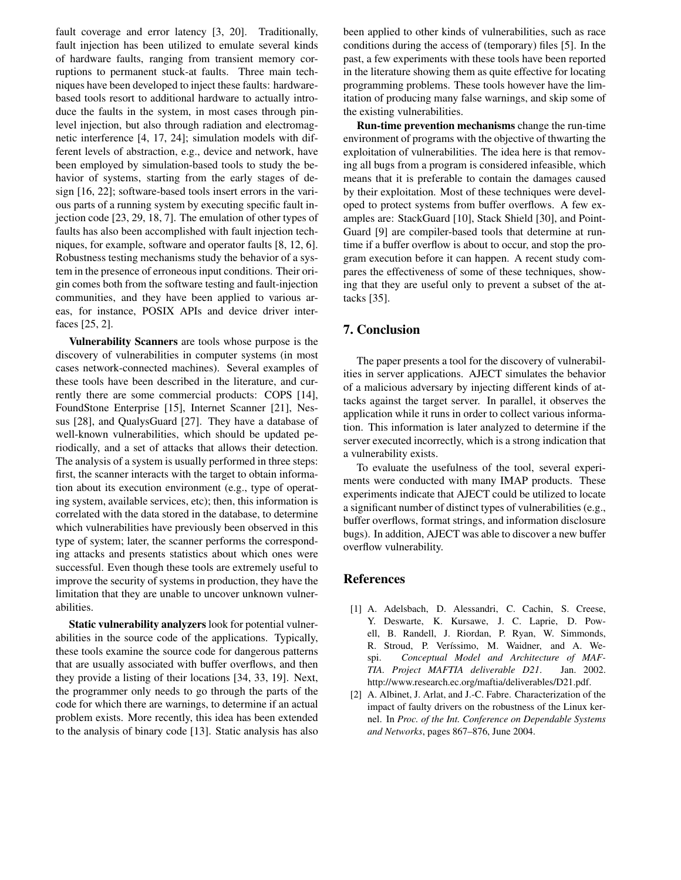fault coverage and error latency [3, 20]. Traditionally, fault injection has been utilized to emulate several kinds of hardware faults, ranging from transient memory corruptions to permanent stuck-at faults. Three main techniques have been developed to inject these faults: hardware-based tools resort to additional hardware to actually introduce the faults in the system, in most cases through pin-level injection, but also through radiation and electromagnetic interference [4, 17, 24]; simulation models with different levels of abstraction, e.g., device and network, have been employed by simulation-based tools to study the behavior of systems, starting from the early stages of design [16, 22]; software-based tools insert errors in the various parts of a running system by executing specific fault injection code [23, 29, 18, 7]. The emulation of other types of faults has also been accomplished with fault injection techniques, for example, software and operator faults [8, 12, 6]. Robustness testing mechanisms study the behavior of a system in the presence of erroneous input conditions. Their origin comes both from the software testing and fault-injection communities, and they have been applied to various areas, for instance, POSIX APIs and device driver interfaces [25, 2].

**Vulnerability Scanners** are tools whose purpose is the discovery of vulnerabilities in computer systems (in most cases network-connected machines). Several examples of these tools have been described in the literature, and currently there are some commercial products: COPS [14], FoundStone Enterprise [15], Internet Scanner [21], Nessus [28], and QualysGuard [27]. They have a database of well-known vulnerabilities, which should be updated periodically, and a set of attacks that allows their detection. The analysis of a system is usually performed in three steps: first, the scanner interacts with the target to obtain information about its execution environment (e.g., type of operating system, available services, etc); then, this information is correlated with the data stored in the database, to determine which vulnerabilities have previously been observed in this type of system; later, the scanner performs the corresponding attacks and presents statistics about which ones were successful. Even though these tools are extremely useful to improve the security of systems in production, they have the limitation that they are unable to uncover unknown vulnerabilities.

**Static vulnerability analyzers** look for potential vulnerabilities in the source code of the applications. Typically, these tools examine the source code for dangerous patterns that are usually associated with buffer overflows, and then they provide a listing of their locations [34, 33, 19]. Next, the programmer only needs to go through the parts of the code for which there are warnings, to determine if an actual problem exists. More recently, this idea has been extended to the analysis of binary code [13]. Static analysis has also been applied to other kinds of vulnerabilities, such as race conditions during the access of (temporary) files [5]. In the past, a few experiments with these tools have been reported in the literature showing them as quite effective for locating programming problems. These tools however have the limitation of producing many false warnings, and skip some of the existing vulnerabilities.

**Run-time prevention mechanisms** change the run-time environment of programs with the objective of thwarting the exploitation of vulnerabilities. The idea here is that removing all bugs from a program is considered infeasible, which means that it is preferable to contain the damages caused by their exploitation. Most of these techniques were developed to protect systems from buffer overflows. A few examples are: StackGuard [10], Stack Shield [30], and PointGuard [9] are compiler-based tools that determine at run-time if a buffer overflow is about to occur, and stop the program execution before it can happen. A recent study compares the effectiveness of some of these techniques, showing that they are useful only to prevent a subset of the attacks [35].

## 7. Conclusion

The paper presents a tool for the discovery of vulnerabilities in server applications. AJECT simulates the behavior of a malicious adversary by injecting different kinds of attacks against the target server. In parallel, it observes the application while it runs in order to collect various information. This information is later analyzed to determine if the server executed incorrectly, which is a strong indication that a vulnerability exists.

To evaluate the usefulness of the tool, several experiments were conducted with many IMAP products. These experiments indicate that AJECT could be utilized to locate a significant number of distinct types of vulnerabilities (e.g., buffer overflows, format strings, and information disclosure bugs). In addition, AJECT was able to discover a new buffer overflow vulnerability.

## References

[1] A. Adelsbach, D. Alessandri, C. Cachin, S. Creese, Y. Deswarte, K. Kursawe, J. C. Laprie, D. Powell, B. Randell, J. Riordan, P. Ryan, W. Simmonds, R. Stroud, P. Veríssimo, M. Waidner, and A. Wespi. *Conceptual Model and Architecture of MAFTIA. Project MAFTIA deliverable D21*. Jan. 2002. http://www.research.ec.org/maftia/deliverables/D21.pdf.

[2] A. Albinet, J. Arlat, and J.-C. Fabre. Characterization of the impact of faulty drivers on the robustness of the Linux kernel. In *Proc. of the Int. Conference on Dependable Systems and Networks*, pages 867–876, June 2004.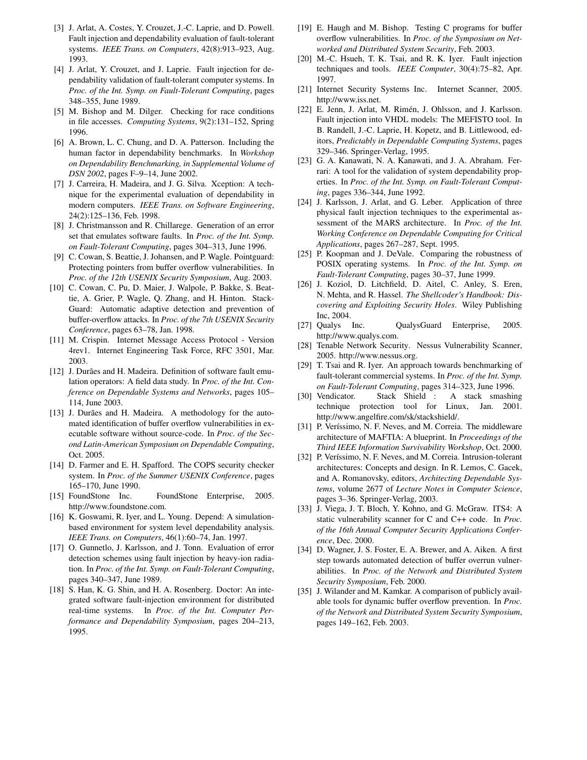[3] J. Arlat, A. Costes, Y. Crouzet, J.-C. Laprie, and D. Powell. Fault injection and dependability evaluation of fault-tolerant systems. *IEEE Trans. on Computers*, 42(8):913–923, Aug. 1993.

[4] J. Arlat, Y. Crouzet, and J. Laprie. Fault injection for dependability validation of fault-tolerant computer systems. In *Proc. of the Int. Symp. on Fault-Tolerant Computing*, pages 348–355, June 1989.

[5] M. Bishop and M. Dilger. Checking for race conditions in file accesses. *Computing Systems*, 9(2):131–152, Spring 1996.

[6] A. Brown, L. C. Chung, and D. A. Patterson. Including the human factor in dependability benchmarks. In *Workshop on Dependability Benchmarking, in Supplemental Volume of DSN 2002*, pages F–9–14, June 2002.

[7] J. Carreira, H. Madeira, and J. G. Silva. Xception: A technique for the experimental evaluation of dependability in modern computers. *IEEE Trans. on Software Engineering*, 24(2):125–136, Feb. 1998.

[8] J. Christmansson and R. Chillarege. Generation of an error set that emulates software faults. In *Proc. of the Int. Symp. on Fault-Tolerant Computing*, pages 304–313, June 1996.

[9] C. Cowan, S. Beattie, J. Johansen, and P. Wagle. Pointguard: Protecting pointers from buffer overflow vulnerabilities. In *Proc. of the 12th USENIX Security Symposium*, Aug. 2003.

[10] C. Cowan, C. Pu, D. Maier, J. Walpole, P. Bakke, S. Beattie, A. Grier, P. Wagle, Q. Zhang, and H. Hinton. Stack-Guard: Automatic adaptive detection and prevention of buffer-overflow attacks. In *Proc. of the 7th USENIX Security Conference*, pages 63–78, Jan. 1998.

[11] M. Crispin. Internet Message Access Protocol - Version 4rev1. Internet Engineering Task Force, RFC 3501, Mar. 2003.

[12] J. Durães and H. Madeira. Definition of software fault emulation operators: A field data study. In *Proc. of the Int. Conference on Dependable Systems and Networks*, pages 105–114, June 2003.

[13] J. Durães and H. Madeira. A methodology for the automated identification of buffer overflow vulnerabilities in executable software without source-code. In *Proc. of the Second Latin-American Symposium on Dependable Computing*, Oct. 2005.

[14] D. Farmer and E. H. Spafford. The COPS security checker system. In *Proc. of the Summer USENIX Conference*, pages 165–170, June 1990.

[15] FoundStone Inc. FoundStone Enterprise, 2005. http://www.foundstone.com.

[16] K. Goswami, R. Iyer, and L. Young. Depend: A simulation-based environment for system level dependability analysis. *IEEE Trans. on Computers*, 46(1):60–74, Jan. 1997.

[17] O. Gunnetlo, J. Karlsson, and J. Tonn. Evaluation of error detection schemes using fault injection by heavy-ion radiation. In *Proc. of the Int. Symp. on Fault-Tolerant Computing*, pages 340–347, June 1989.

[18] S. Han, K. G. Shin, and H. A. Rosenberg. Doctor: An integrated software fault-injection environment for distributed real-time systems. In *Proc. of the Int. Computer Performance and Dependability Symposium*, pages 204–213, 1995.

[19] E. Haugh and M. Bishop. Testing C programs for buffer overflow vulnerabilities. In *Proc. of the Symposium on Networked and Distributed System Security*, Feb. 2003.

[20] M.-C. Hsueh, T. K. Tsai, and R. K. Iyer. Fault injection techniques and tools. *IEEE Computer*, 30(4):75–82, Apr. 1997.

[21] Internet Security Systems Inc. Internet Scanner, 2005. http://www.iss.net.

[22] E. Jenn, J. Arlat, M. Rimén, J. Ohlsson, and J. Karlsson. Fault injection into VHDL models: The MEFISTO tool. In B. Randell, J.-C. Laprie, H. Kopetz, and B. Littlewood, editors, *Predictably in Dependable Computing Systems*, pages 329–346. Springer-Verlag, 1995.

[23] G. A. Kanawati, N. A. Kanawati, and J. A. Abraham. Ferrari: A tool for the validation of system dependability properties. In *Proc. of the Int. Symp. on Fault-Tolerant Computing*, pages 336–344, June 1992.

[24] J. Karlsson, J. Arlat, and G. Leber. Application of three physical fault injection techniques to the experimental assessment of the MARS architecture. In *Proc. of the Int. Working Conference on Dependable Computing for Critical Applications*, pages 267–287, Sept. 1995.

[25] P. Koopman and J. DeVale. Comparing the robustness of POSIX operating systems. In *Proc. of the Int. Symp. on Fault-Tolerant Computing*, pages 30–37, June 1999.

[26] J. Koziol, D. Litchfield, D. Aitel, C. Anley, S. Eren, N. Mehta, and R. Hassel. *The Shellcoder's Handbook: Discovering and Exploiting Security Holes*. Wiley Publishing Inc, 2004.

[27] Qualys Inc. QualysGuard Enterprise, 2005. http://www.qualys.com.

[28] Tenable Network Security. Nessus Vulnerability Scanner, 2005. http://www.nessus.org.

[29] T. Tsai and R. Iyer. An approach towards benchmarking of fault-tolerant commercial systems. In *Proc. of the Int. Symp. on Fault-Tolerant Computing*, pages 314–323, June 1996.

[30] Vendicator. Stack Shield : A stack smashing technique protection tool for Linux, Jan. 2001. http://www.angelfire.com/sk/stackshield/.

[31] P. Veríssimo, N. F. Neves, and M. Correia. The middleware architecture of MAFTIA: A blueprint. In *Proceedings of the Third IEEE Information Survivability Workshop*, Oct. 2000.

[32] P. Veríssimo, N. F. Neves, and M. Correia. Intrusion-tolerant architectures: Concepts and design. In R. Lemos, C. Gacek, and A. Romanovsky, editors, *Architecting Dependable Systems*, volume 2677 of *Lecture Notes in Computer Science*, pages 3–36. Springer-Verlag, 2003.

[33] J. Viega, J. T. Bloch, Y. Kohno, and G. McGraw. ITS4: A static vulnerability scanner for C and C++ code. In *Proc. of the 16th Annual Computer Security Applications Conference*, Dec. 2000.

[34] D. Wagner, J. S. Foster, E. A. Brewer, and A. Aiken. A first step towards automated detection of buffer overrun vulnerabilities. In *Proc. of the Network and Distributed System Security Symposium*, Feb. 2000.

[35] J. Wilander and M. Kamkar. A comparison of publicly available tools for dynamic buffer overflow prevention. In *Proc. of the Network and Distributed System Security Symposium*, pages 149–162, Feb. 2003.